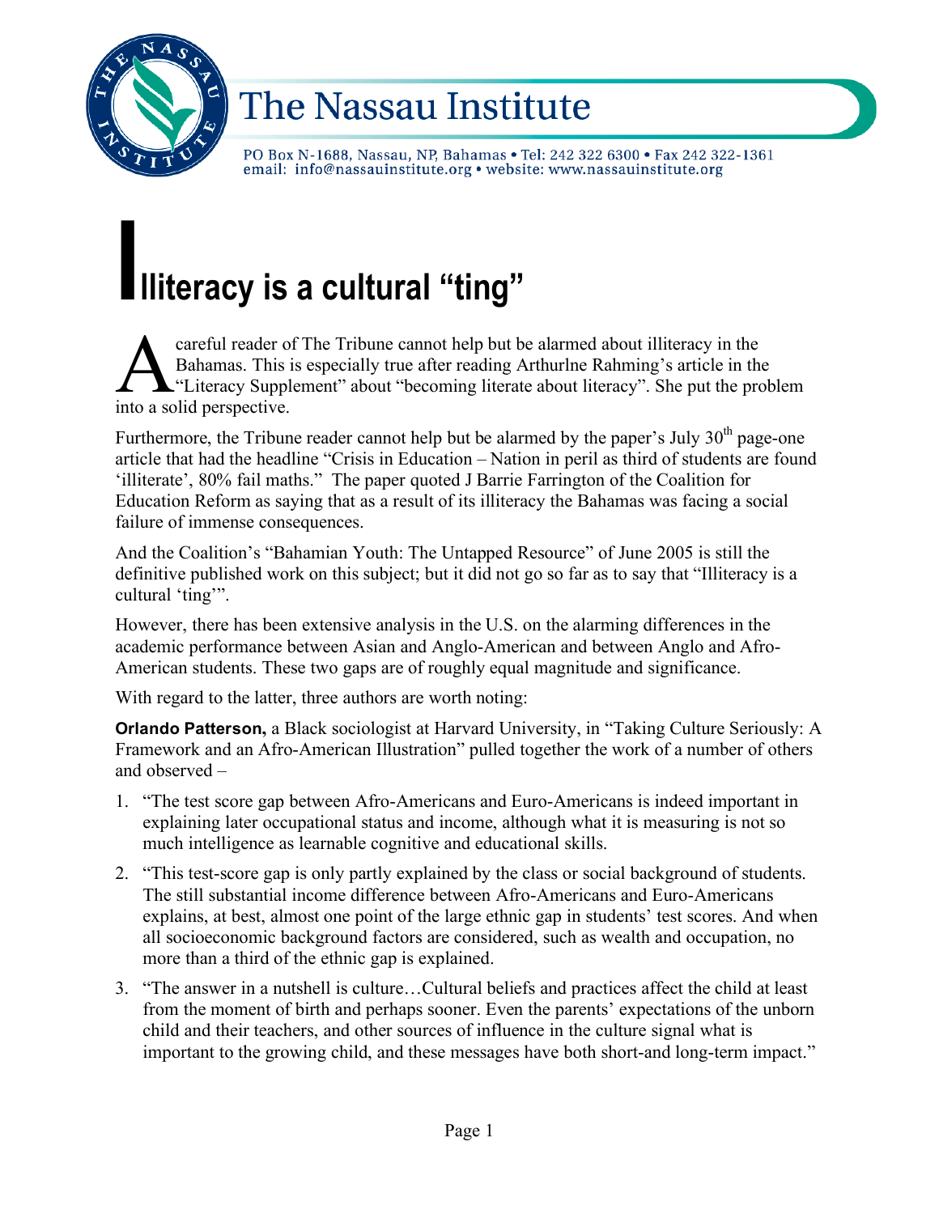# The Nassau Institute

PO Box N-1688, Nassau, NP, Bahamas • Tel: 242 322 6300 • Fax 242 322-1361
email: info@nassauinstitute.org • website: www.nassauinstitute.org

# Illiteracy is a cultural "ting"

A careful reader of The Tribune cannot help but be alarmed about illiteracy in the Bahamas. This is especially true after reading Arthurlne Rahming's article in the "Literacy Supplement" about "becoming literate about literacy". She put the problem into a solid perspective.

Furthermore, the Tribune reader cannot help but be alarmed by the paper's July 30th page-one article that had the headline "Crisis in Education – Nation in peril as third of students are found 'illiterate', 80% fail maths." The paper quoted J Barrie Farrington of the Coalition for Education Reform as saying that as a result of its illiteracy the Bahamas was facing a social failure of immense consequences.

And the Coalition's "Bahamian Youth: The Untapped Resource" of June 2005 is still the definitive published work on this subject; but it did not go so far as to say that "Illiteracy is a cultural 'ting'".

However, there has been extensive analysis in the U.S. on the alarming differences in the academic performance between Asian and Anglo-American and between Anglo and Afro-American students. These two gaps are of roughly equal magnitude and significance.

With regard to the latter, three authors are worth noting:

**Orlando Patterson,** a Black sociologist at Harvard University, in "Taking Culture Seriously: A Framework and an Afro-American Illustration" pulled together the work of a number of others and observed –

1. "The test score gap between Afro-Americans and Euro-Americans is indeed important in explaining later occupational status and income, although what it is measuring is not so much intelligence as learnable cognitive and educational skills.
2. "This test-score gap is only partly explained by the class or social background of students. The still substantial income difference between Afro-Americans and Euro-Americans explains, at best, almost one point of the large ethnic gap in students' test scores. And when all socioeconomic background factors are considered, such as wealth and occupation, no more than a third of the ethnic gap is explained.
3. "The answer in a nutshell is culture…Cultural beliefs and practices affect the child at least from the moment of birth and perhaps sooner. Even the parents' expectations of the unborn child and their teachers, and other sources of influence in the culture signal what is important to the growing child, and these messages have both short-and long-term impact."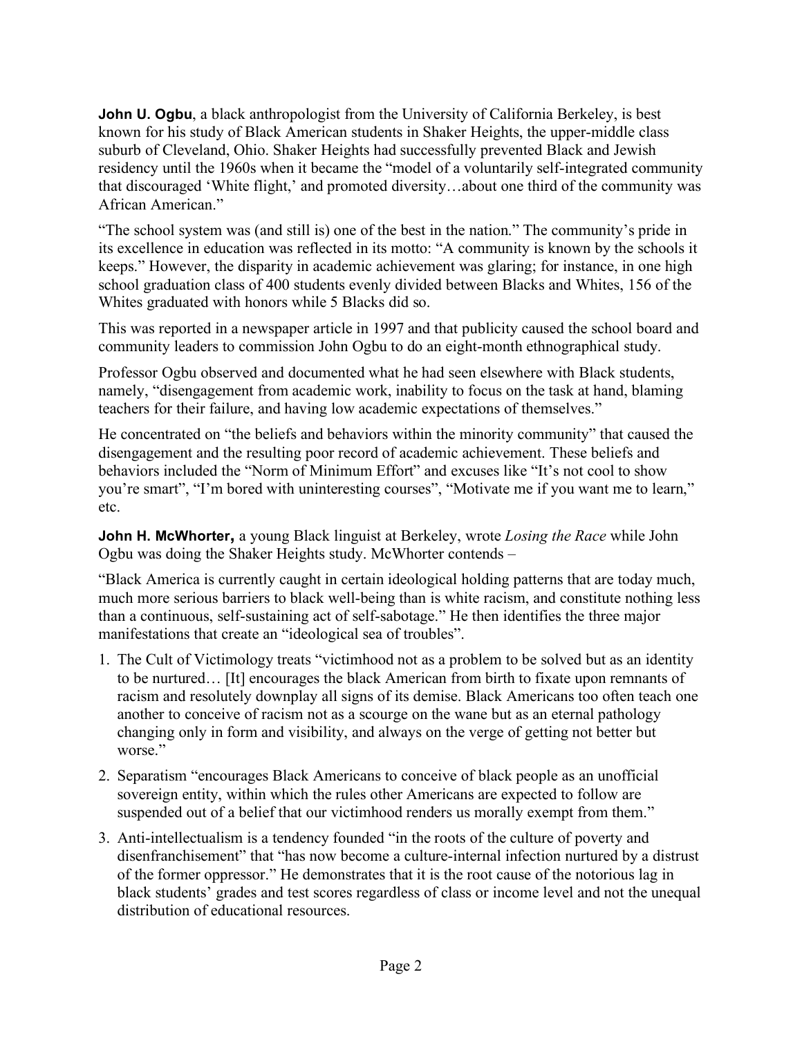**John U. Ogbu**, a black anthropologist from the University of California Berkeley, is best known for his study of Black American students in Shaker Heights, the upper-middle class suburb of Cleveland, Ohio. Shaker Heights had successfully prevented Black and Jewish residency until the 1960s when it became the "model of a voluntarily self-integrated community that discouraged 'White flight,' and promoted diversity…about one third of the community was African American."

"The school system was (and still is) one of the best in the nation." The community's pride in its excellence in education was reflected in its motto: "A community is known by the schools it keeps." However, the disparity in academic achievement was glaring; for instance, in one high school graduation class of 400 students evenly divided between Blacks and Whites, 156 of the Whites graduated with honors while 5 Blacks did so.

This was reported in a newspaper article in 1997 and that publicity caused the school board and community leaders to commission John Ogbu to do an eight-month ethnographical study.

Professor Ogbu observed and documented what he had seen elsewhere with Black students, namely, "disengagement from academic work, inability to focus on the task at hand, blaming teachers for their failure, and having low academic expectations of themselves."

He concentrated on "the beliefs and behaviors within the minority community" that caused the disengagement and the resulting poor record of academic achievement. These beliefs and behaviors included the "Norm of Minimum Effort" and excuses like "It's not cool to show you're smart", "I'm bored with uninteresting courses", "Motivate me if you want me to learn," etc.

**John H. McWhorter,** a young Black linguist at Berkeley, wrote *Losing the Race* while John Ogbu was doing the Shaker Heights study. McWhorter contends –

"Black America is currently caught in certain ideological holding patterns that are today much, much more serious barriers to black well-being than is white racism, and constitute nothing less than a continuous, self-sustaining act of self-sabotage." He then identifies the three major manifestations that create an "ideological sea of troubles".

1. The Cult of Victimology treats "victimhood not as a problem to be solved but as an identity to be nurtured… [It] encourages the black American from birth to fixate upon remnants of racism and resolutely downplay all signs of its demise. Black Americans too often teach one another to conceive of racism not as a scourge on the wane but as an eternal pathology changing only in form and visibility, and always on the verge of getting not better but worse."
2. Separatism "encourages Black Americans to conceive of black people as an unofficial sovereign entity, within which the rules other Americans are expected to follow are suspended out of a belief that our victimhood renders us morally exempt from them."
3. Anti-intellectualism is a tendency founded "in the roots of the culture of poverty and disenfranchisement" that "has now become a culture-internal infection nurtured by a distrust of the former oppressor." He demonstrates that it is the root cause of the notorious lag in black students' grades and test scores regardless of class or income level and not the unequal distribution of educational resources.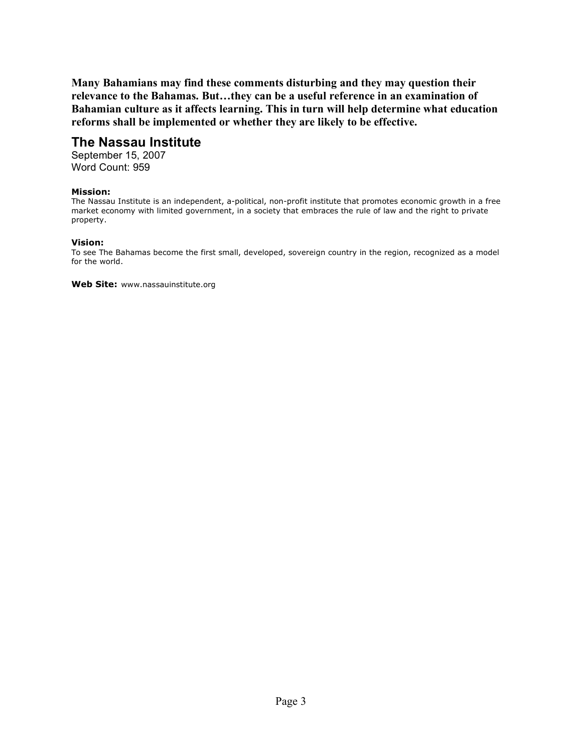**Many Bahamians may find these comments disturbing and they may question their relevance to the Bahamas. But…they can be a useful reference in an examination of Bahamian culture as it affects learning. This in turn will help determine what education reforms shall be implemented or whether they are likely to be effective.**

## The Nassau Institute

September 15, 2007
Word Count: 959

**Mission:**
The Nassau Institute is an independent, a-political, non-profit institute that promotes economic growth in a free market economy with limited government, in a society that embraces the rule of law and the right to private property.

**Vision:**
To see The Bahamas become the first small, developed, sovereign country in the region, recognized as a model for the world.

**Web Site:** www.nassauinstitute.org